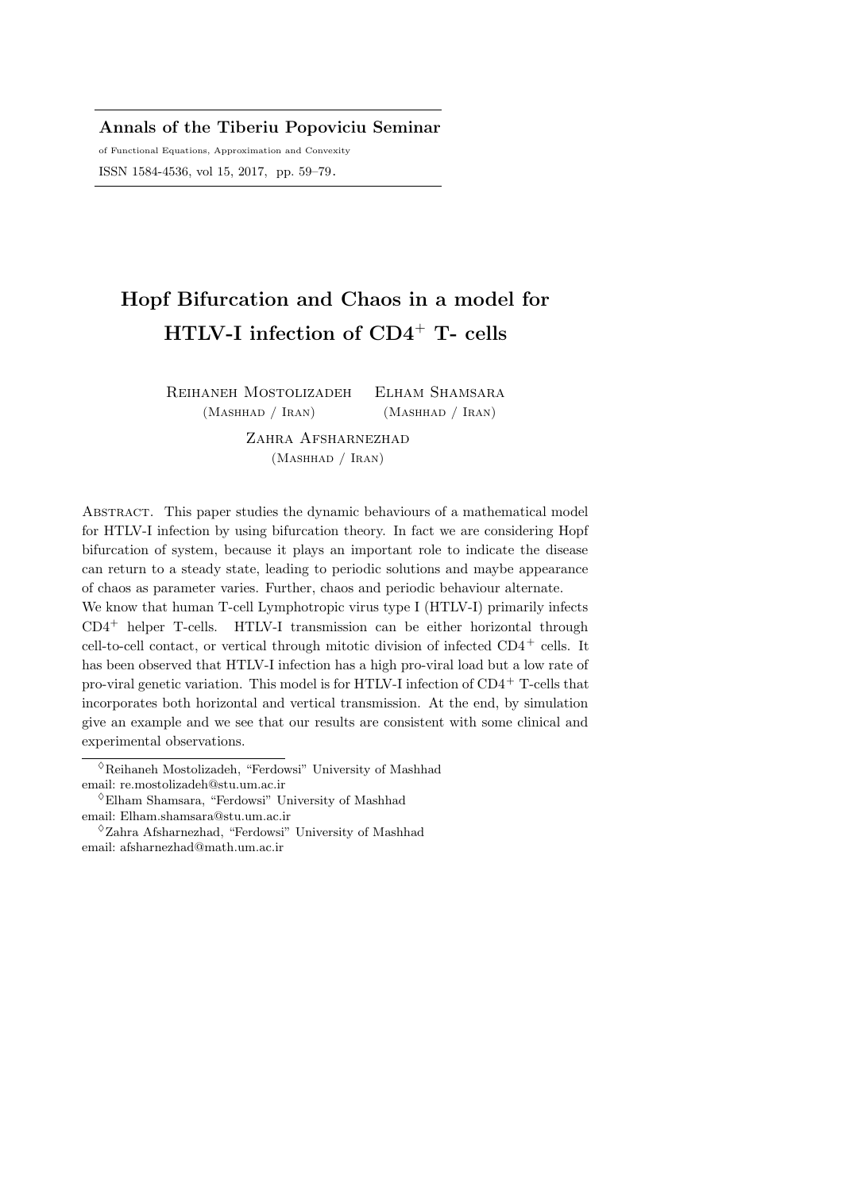**Annals of the Tiberiu Popoviciu Seminar**

of Functional Equations, Approximation and Convexity

ISSN 1584-4536, vol 15, 2017, pp. 59–79.

# Hopf Bifurcation and Chaos in a model for HTLV-I infection of $CD4^+$ T- cells

Reihaneh Mostolizadeh (Mashhad / Iran) Elham Shamsara (Mashhad / Iran)

Zahra Afsharnezhad (Mashhad / Iran)

Abstract. This paper studies the dynamic behaviours of a mathematical model for HTLV-I infection by using bifurcation theory. In fact we are considering Hopf bifurcation of system, because it plays an important role to indicate the disease can return to a steady state, leading to periodic solutions and maybe appearance of chaos as parameter varies. Further, chaos and periodic behaviour alternate.
We know that human T-cell Lymphotropic virus type I (HTLV-I) primarily infects $CD4^+$ helper T-cells. HTLV-I transmission can be either horizontal through cell-to-cell contact, or vertical through mitotic division of infected $CD4^+$ cells. It has been observed that HTLV-I infection has a high pro-viral load but a low rate of pro-viral genetic variation. This model is for HTLV-I infection of $CD4^+$ T-cells that incorporates both horizontal and vertical transmission. At the end, by simulation give an example and we see that our results are consistent with some clinical and experimental observations.

---

◊Reihaneh Mostolizadeh, "Ferdowsi" University of Mashhad
email: re.mostolizadeh@stu.um.ac.ir

◊Elham Shamsara, "Ferdowsi" University of Mashhad
email: Elham.shamsara@stu.um.ac.ir

◊Zahra Afsharnezhad, "Ferdowsi" University of Mashhad
email: afsharnezhad@math.um.ac.ir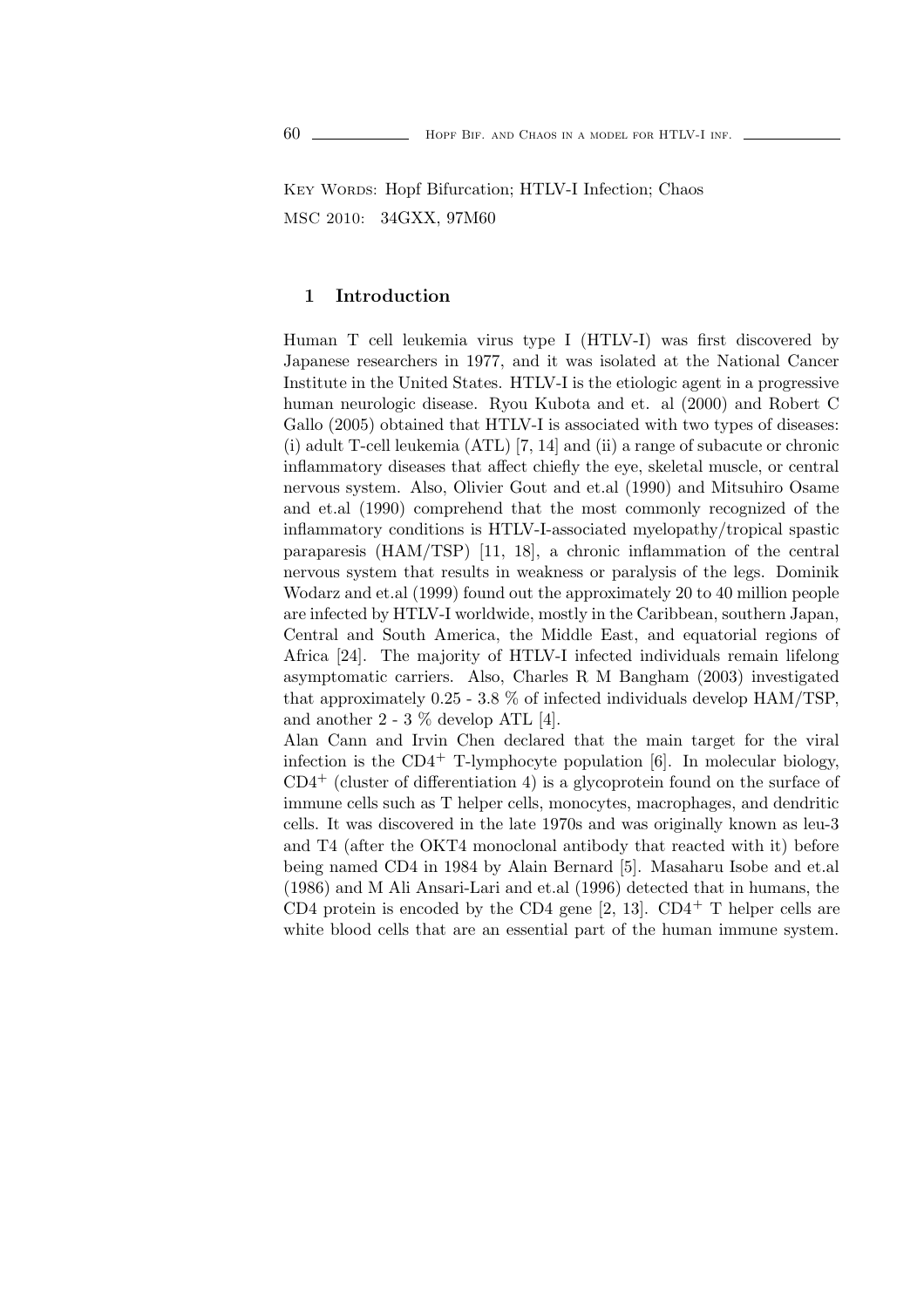Key Words: Hopf Bifurcation; HTLV-I Infection; Chaos

MSC 2010: 34GXX, 97M60

## 1 Introduction

Human T cell leukemia virus type I (HTLV-I) was first discovered by Japanese researchers in 1977, and it was isolated at the National Cancer Institute in the United States. HTLV-I is the etiologic agent in a progressive human neurologic disease. Ryou Kubota and et. al (2000) and Robert C Gallo (2005) obtained that HTLV-I is associated with two types of diseases: (i) adult T-cell leukemia (ATL) [7, 14] and (ii) a range of subacute or chronic inflammatory diseases that affect chiefly the eye, skeletal muscle, or central nervous system. Also, Olivier Gout and et.al (1990) and Mitsuhiro Osame and et.al (1990) comprehend that the most commonly recognized of the inflammatory conditions is HTLV-I-associated myelopathy/tropical spastic paraparesis (HAM/TSP) [11, 18], a chronic inflammation of the central nervous system that results in weakness or paralysis of the legs. Dominik Wodarz and et.al (1999) found out the approximately 20 to 40 million people are infected by HTLV-I worldwide, mostly in the Caribbean, southern Japan, Central and South America, the Middle East, and equatorial regions of Africa [24]. The majority of HTLV-I infected individuals remain lifelong asymptomatic carriers. Also, Charles R M Bangham (2003) investigated that approximately 0.25 - 3.8 % of infected individuals develop HAM/TSP, and another 2 - 3 % develop ATL [4].

Alan Cann and Irvin Chen declared that the main target for the viral infection is the $CD4^+$ T-lymphocyte population [6]. In molecular biology, $CD4^+$ (cluster of differentiation 4) is a glycoprotein found on the surface of immune cells such as T helper cells, monocytes, macrophages, and dendritic cells. It was discovered in the late 1970s and was originally known as leu-3 and T4 (after the OKT4 monoclonal antibody that reacted with it) before being named CD4 in 1984 by Alain Bernard [5]. Masaharu Isobe and et.al (1986) and M Ali Ansari-Lari and et.al (1996) detected that in humans, the CD4 protein is encoded by the CD4 gene [2, 13]. $CD4^+$ T helper cells are white blood cells that are an essential part of the human immune system.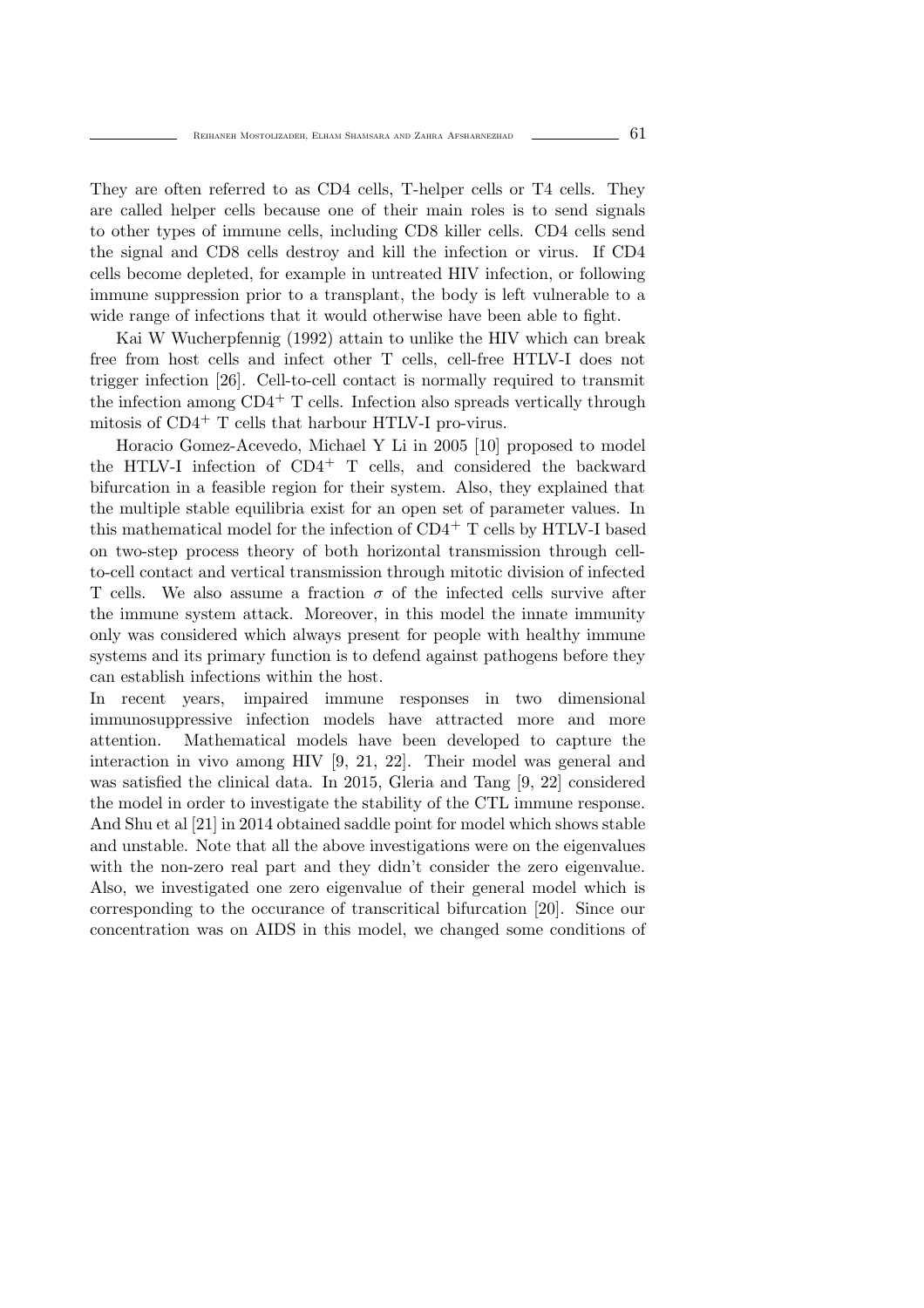They are often referred to as CD4 cells, T-helper cells or T4 cells. They are called helper cells because one of their main roles is to send signals to other types of immune cells, including CD8 killer cells. CD4 cells send the signal and CD8 cells destroy and kill the infection or virus. If CD4 cells become depleted, for example in untreated HIV infection, or following immune suppression prior to a transplant, the body is left vulnerable to a wide range of infections that it would otherwise have been able to fight.

Kai W Wucherpfennig (1992) attain to unlike the HIV which can break free from host cells and infect other T cells, cell-free HTLV-I does not trigger infection [26]. Cell-to-cell contact is normally required to transmit the infection among $CD4^+$ T cells. Infection also spreads vertically through mitosis of $CD4^+$ T cells that harbour HTLV-I pro-virus.

Horacio Gomez-Acevedo, Michael Y Li in 2005 [10] proposed to model the HTLV-I infection of $CD4^+$ T cells, and considered the backward bifurcation in a feasible region for their system. Also, they explained that the multiple stable equilibria exist for an open set of parameter values. In this mathematical model for the infection of $CD4^+$ T cells by HTLV-I based on two-step process theory of both horizontal transmission through cell-to-cell contact and vertical transmission through mitotic division of infected T cells. We also assume a fraction $\sigma$ of the infected cells survive after the immune system attack. Moreover, in this model the innate immunity only was considered which always present for people with healthy immune systems and its primary function is to defend against pathogens before they can establish infections within the host.

In recent years, impaired immune responses in two dimensional immunosuppressive infection models have attracted more and more attention. Mathematical models have been developed to capture the interaction in vivo among HIV [9, 21, 22]. Their model was general and was satisfied the clinical data. In 2015, Gleria and Tang [9, 22] considered the model in order to investigate the stability of the CTL immune response. And Shu et al [21] in 2014 obtained saddle point for model which shows stable and unstable. Note that all the above investigations were on the eigenvalues with the non-zero real part and they didn't consider the zero eigenvalue. Also, we investigated one zero eigenvalue of their general model which is corresponding to the occurance of transcritical bifurcation [20]. Since our concentration was on AIDS in this model, we changed some conditions of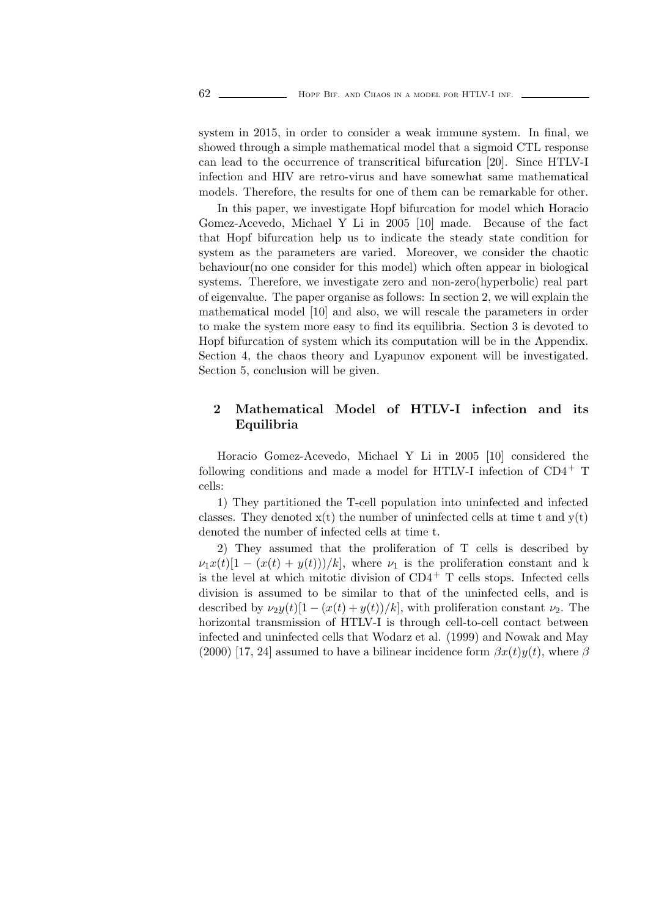system in 2015, in order to consider a weak immune system. In final, we showed through a simple mathematical model that a sigmoid CTL response can lead to the occurrence of transcritical bifurcation [20]. Since HTLV-I infection and HIV are retro-virus and have somewhat same mathematical models. Therefore, the results for one of them can be remarkable for other.

In this paper, we investigate Hopf bifurcation for model which Horacio Gomez-Acevedo, Michael Y Li in 2005 [10] made. Because of the fact that Hopf bifurcation help us to indicate the steady state condition for system as the parameters are varied. Moreover, we consider the chaotic behaviour(no one consider for this model) which often appear in biological systems. Therefore, we investigate zero and non-zero(hyperbolic) real part of eigenvalue. The paper organise as follows: In section 2, we will explain the mathematical model [10] and also, we will rescale the parameters in order to make the system more easy to find its equilibria. Section 3 is devoted to Hopf bifurcation of system which its computation will be in the Appendix. Section 4, the chaos theory and Lyapunov exponent will be investigated. Section 5, conclusion will be given.

## 2 Mathematical Model of HTLV-I infection and its Equilibria

Horacio Gomez-Acevedo, Michael Y Li in 2005 [10] considered the following conditions and made a model for HTLV-I infection of $CD4^+$ T cells:

1) They partitioned the T-cell population into uninfected and infected classes. They denoted x(t) the number of uninfected cells at time t and y(t) denoted the number of infected cells at time t.

2) They assumed that the proliferation of T cells is described by $\nu_1 x(t)[1 - (x(t) + y(t)))/k]$, where $\nu_1$ is the proliferation constant and k is the level at which mitotic division of $CD4^+$ T cells stops. Infected cells division is assumed to be similar to that of the uninfected cells, and is described by $\nu_2 y(t)[1 - (x(t) + y(t))/k]$, with proliferation constant $\nu_2$. The horizontal transmission of HTLV-I is through cell-to-cell contact between infected and uninfected cells that Wodarz et al. (1999) and Nowak and May (2000) [17, 24] assumed to have a bilinear incidence form $\beta x(t)y(t)$, where $\beta$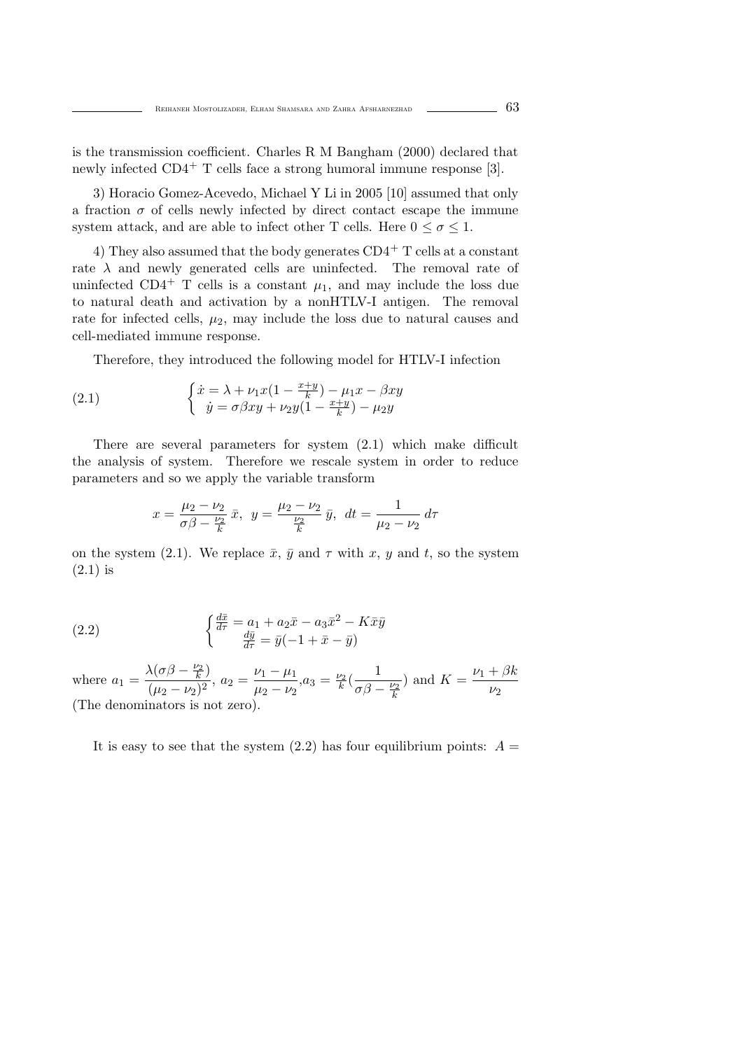is the transmission coefficient. Charles R M Bangham (2000) declared that newly infected CD4$^+$ T cells face a strong humoral immune response [3].

3) Horacio Gomez-Acevedo, Michael Y Li in 2005 [10] assumed that only a fraction $\sigma$ of cells newly infected by direct contact escape the immune system attack, and are able to infect other T cells. Here $0 \leq \sigma \leq 1$.

4) They also assumed that the body generates CD4$^+$ T cells at a constant rate $\lambda$ and newly generated cells are uninfected. The removal rate of uninfected CD4$^+$ T cells is a constant $\mu_1$, and may include the loss due to natural death and activation by a nonHTLV-I antigen. The removal rate for infected cells, $\mu_2$, may include the loss due to natural causes and cell-mediated immune response.

Therefore, they introduced the following model for HTLV-I infection

$$
\begin{cases} \dot{x} = \lambda + \nu_1 x(1 - \frac{x+y}{k}) - \mu_1 x - \beta xy \\ \dot{y} = \sigma\beta xy + \nu_2 y(1 - \frac{x+y}{k}) - \mu_2 y \end{cases} \tag{2.1}
$$

There are several parameters for system (2.1) which make difficult the analysis of system. Therefore we rescale system in order to reduce parameters and so we apply the variable transform

$$
x = \frac{\mu_2 - \nu_2}{\sigma\beta - \frac{\nu_2}{k}}\,\bar{x},\;\; y = \frac{\mu_2 - \nu_2}{\frac{\nu_2}{k}}\,\bar{y},\;\; dt = \frac{1}{\mu_2 - \nu_2}\,d\tau
$$

on the system (2.1). We replace $\bar{x}$, $\bar{y}$ and $\tau$ with $x$, $y$ and $t$, so the system (2.1) is

$$
\begin{cases} \frac{d\bar{x}}{d\tau} = a_1 + a_2\bar{x} - a_3\bar{x}^2 - K\bar{x}\bar{y} \\ \frac{d\bar{y}}{d\tau} = \bar{y}(-1 + \bar{x} - \bar{y}) \end{cases} \tag{2.2}
$$

where $a_1 = \dfrac{\lambda(\sigma\beta - \frac{\nu_2}{k})}{(\mu_2 - \nu_2)^2}$, $a_2 = \dfrac{\nu_1 - \mu_1}{\mu_2 - \nu_2}$,$a_3 = \frac{\nu_2}{k}(\dfrac{1}{\sigma\beta - \frac{\nu_2}{k}})$ and $K = \dfrac{\nu_1 + \beta k}{\nu_2}$ (The denominators is not zero).

It is easy to see that the system (2.2) has four equilibrium points: $A =$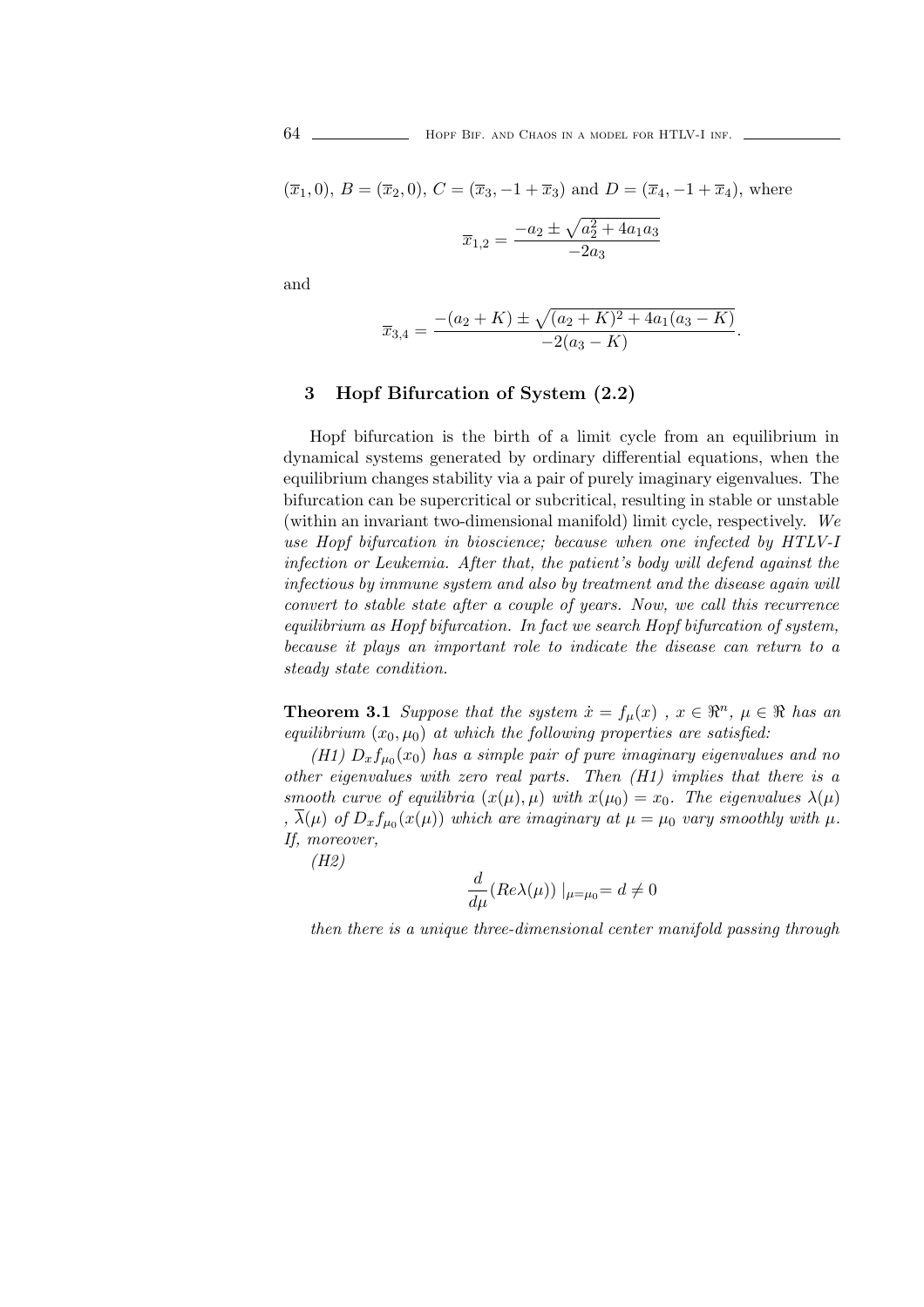$(\overline{x}_1, 0)$, $B = (\overline{x}_2, 0)$, $C = (\overline{x}_3, -1 + \overline{x}_3)$ and $D = (\overline{x}_4, -1 + \overline{x}_4)$, where

$$\overline{x}_{1,2} = \frac{-a_2 \pm \sqrt{a_2^2 + 4a_1 a_3}}{-2a_3}$$

and

$$\overline{x}_{3,4} = \frac{-(a_2 + K) \pm \sqrt{(a_2 + K)^2 + 4a_1(a_3 - K)}}{-2(a_3 - K)}.$$

## 3 Hopf Bifurcation of System (2.2)

Hopf bifurcation is the birth of a limit cycle from an equilibrium in dynamical systems generated by ordinary differential equations, when the equilibrium changes stability via a pair of purely imaginary eigenvalues. The bifurcation can be supercritical or subcritical, resulting in stable or unstable (within an invariant two-dimensional manifold) limit cycle, respectively. *We use Hopf bifurcation in bioscience; because when one infected by HTLV-I infection or Leukemia. After that, the patient's body will defend against the infectious by immune system and also by treatment and the disease again will convert to stable state after a couple of years. Now, we call this recurrence equilibrium as Hopf bifurcation. In fact we search Hopf bifurcation of system, because it plays an important role to indicate the disease can return to a steady state condition.*

**Theorem 3.1** *Suppose that the system $\dot{x} = f_\mu(x)$ , $x \in \Re^n$, $\mu \in \Re$ has an equilibrium $(x_0, \mu_0)$ at which the following properties are satisfied:*

*(H1) $D_x f_{\mu_0}(x_0)$ has a simple pair of pure imaginary eigenvalues and no other eigenvalues with zero real parts. Then (H1) implies that there is a smooth curve of equilibria $(x(\mu), \mu)$ with $x(\mu_0) = x_0$. The eigenvalues $\lambda(\mu)$ , $\overline{\lambda}(\mu)$ of $D_x f_{\mu_0}(x(\mu))$ which are imaginary at $\mu = \mu_0$ vary smoothly with $\mu$. If, moreover,*

*(H2)*

$$\frac{d}{d\mu}(Re\lambda(\mu)) \mid_{\mu=\mu_0} = d \neq 0$$

*then there is a unique three-dimensional center manifold passing through*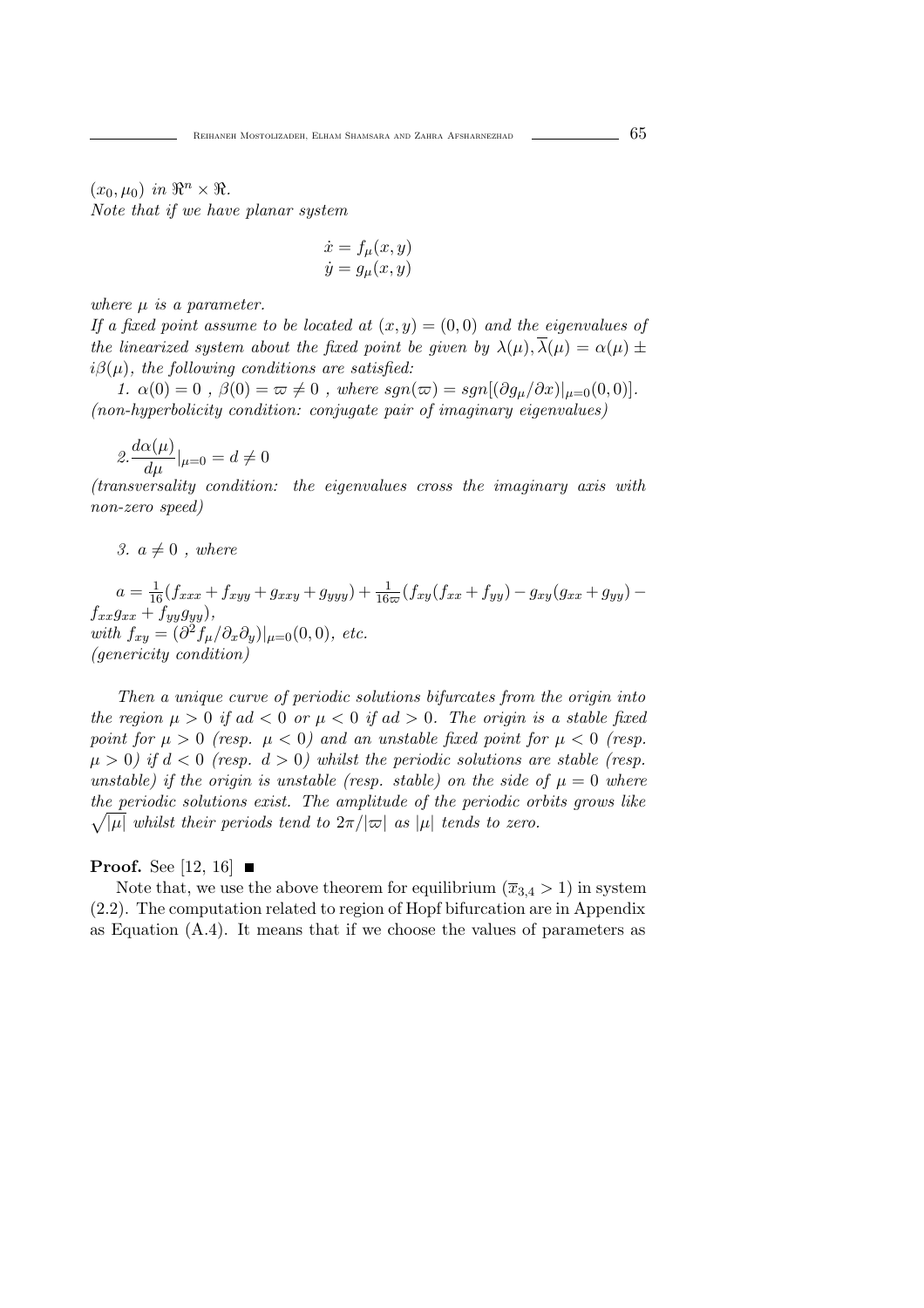$(x_0, \mu_0)$ *in* $\Re^n \times \Re$.
*Note that if we have planar system*

$$\dot{x} = f_\mu(x, y)$$
$$\dot{y} = g_\mu(x, y)$$

*where* $\mu$ *is a parameter.*
*If a fixed point assume to be located at* $(x, y) = (0, 0)$ *and the eigenvalues of the linearized system about the fixed point be given by* $\lambda(\mu), \overline{\lambda}(\mu) = \alpha(\mu) \pm i\beta(\mu)$*, the following conditions are satisfied:*

*1.* $\alpha(0) = 0$ *,* $\beta(0) = \varpi \neq 0$ *, where* $sgn(\varpi) = sgn[(\partial g_\mu / \partial x)|_{\mu=0}(0, 0)]$.
*(non-hyperbolicity condition: conjugate pair of imaginary eigenvalues)*

*2.* $\dfrac{d\alpha(\mu)}{d\mu}|_{\mu=0} = d \neq 0$
*(transversality condition: the eigenvalues cross the imaginary axis with non-zero speed)*

*3.* $a \neq 0$ *, where*

$a = \frac{1}{16}(f_{xxx} + f_{xyy} + g_{xxy} + g_{yyy}) + \frac{1}{16\varpi}(f_{xy}(f_{xx} + f_{yy}) - g_{xy}(g_{xx} + g_{yy}) - f_{xx}g_{xx} + f_{yy}g_{yy})$,
*with* $f_{xy} = (\partial^2 f_\mu / \partial_x \partial_y)|_{\mu=0}(0, 0)$*, etc.*
*(genericity condition)*

*Then a unique curve of periodic solutions bifurcates from the origin into the region* $\mu > 0$ *if* $ad < 0$ *or* $\mu < 0$ *if* $ad > 0$*. The origin is a stable fixed point for* $\mu > 0$ *(resp.* $\mu < 0$*) and an unstable fixed point for* $\mu < 0$ *(resp.* $\mu > 0$*) if* $d < 0$ *(resp.* $d > 0$*) whilst the periodic solutions are stable (resp. unstable) if the origin is unstable (resp. stable) on the side of* $\mu = 0$ *where the periodic solutions exist. The amplitude of the periodic orbits grows like* $\sqrt{|\mu|}$ *whilst their periods tend to* $2\pi/|\varpi|$ *as* $|\mu|$ *tends to zero.*

**Proof.** See [12, 16] ■

Note that, we use the above theorem for equilibrium ($\overline{x}_{3,4} > 1$) in system (2.2). The computation related to region of Hopf bifurcation are in Appendix as Equation (A.4). It means that if we choose the values of parameters as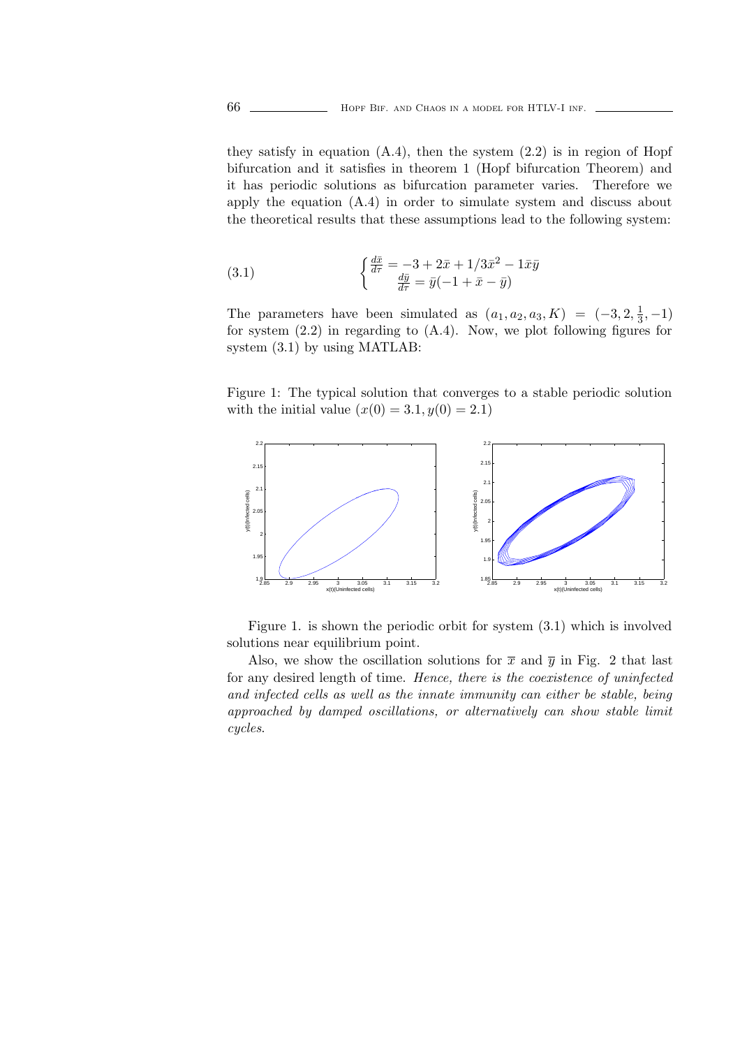they satisfy in equation (A.4), then the system (2.2) is in region of Hopf bifurcation and it satisfies in theorem 1 (Hopf bifurcation Theorem) and it has periodic solutions as bifurcation parameter varies. Therefore we apply the equation (A.4) in order to simulate system and discuss about the theoretical results that these assumptions lead to the following system:

$$\begin{cases} \frac{d\bar{x}}{d\tau} = -3 + 2\bar{x} + 1/3\bar{x}^2 - 1\bar{x}\bar{y} \\ \frac{d\bar{y}}{d\tau} = \bar{y}(-1 + \bar{x} - \bar{y}) \end{cases} \tag{3.1}$$

The parameters have been simulated as $(a_1, a_2, a_3, K) = (-3, 2, \frac{1}{3}, -1)$ for system (2.2) in regarding to (A.4). Now, we plot following figures for system (3.1) by using MATLAB:

Figure 1: The typical solution that converges to a stable periodic solution with the initial value $(x(0) = 3.1, y(0) = 2.1)$

Figure 1. is shown the periodic orbit for system (3.1) which is involved solutions near equilibrium point.

Also, we show the oscillation solutions for $\overline{x}$ and $\overline{y}$ in Fig. 2 that last for any desired length of time. *Hence, there is the coexistence of uninfected and infected cells as well as the innate immunity can either be stable, being approached by damped oscillations, or alternatively can show stable limit cycles.*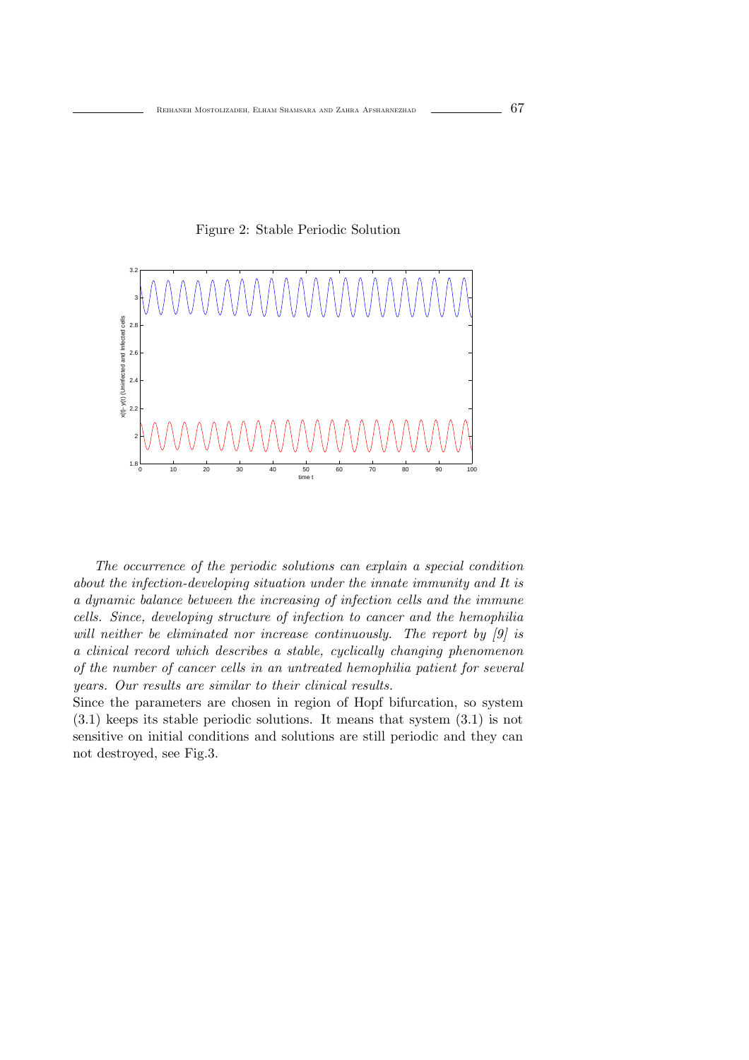Figure 2: Stable Periodic Solution

*The occurrence of the periodic solutions can explain a special condition about the infection-developing situation under the innate immunity and It is a dynamic balance between the increasing of infection cells and the immune cells. Since, developing structure of infection to cancer and the hemophilia will neither be eliminated nor increase continuously. The report by [9] is a clinical record which describes a stable, cyclically changing phenomenon of the number of cancer cells in an untreated hemophilia patient for several years. Our results are similar to their clinical results.*

Since the parameters are chosen in region of Hopf bifurcation, so system (3.1) keeps its stable periodic solutions. It means that system (3.1) is not sensitive on initial conditions and solutions are still periodic and they can not destroyed, see Fig.3.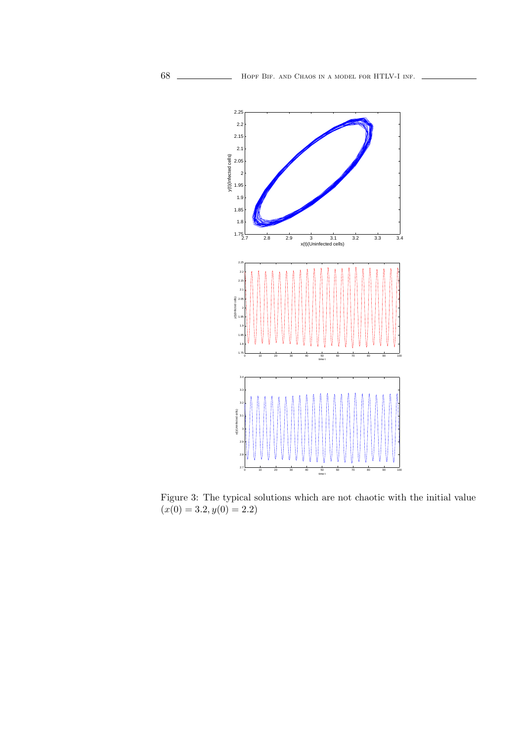Figure 3: The typical solutions which are not chaotic with the initial value $(x(0) = 3.2, y(0) = 2.2)$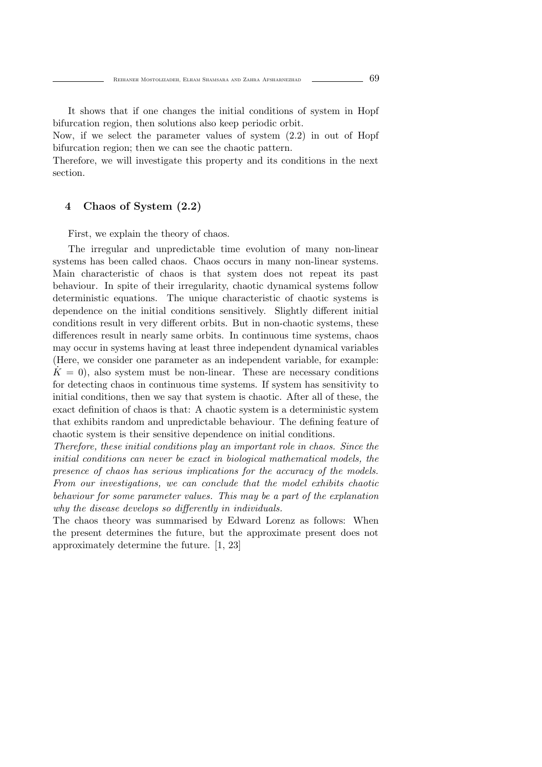It shows that if one changes the initial conditions of system in Hopf bifurcation region, then solutions also keep periodic orbit.
Now, if we select the parameter values of system (2.2) in out of Hopf bifurcation region; then we can see the chaotic pattern.
Therefore, we will investigate this property and its conditions in the next section.

## 4 Chaos of System (2.2)

First, we explain the theory of chaos.

The irregular and unpredictable time evolution of many non-linear systems has been called chaos. Chaos occurs in many non-linear systems. Main characteristic of chaos is that system does not repeat its past behaviour. In spite of their irregularity, chaotic dynamical systems follow deterministic equations. The unique characteristic of chaotic systems is dependence on the initial conditions sensitively. Slightly different initial conditions result in very different orbits. But in non-chaotic systems, these differences result in nearly same orbits. In continuous time systems, chaos may occur in systems having at least three independent dynamical variables (Here, we consider one parameter as an independent variable, for example: $\dot{K} = 0$), also system must be non-linear. These are necessary conditions for detecting chaos in continuous time systems. If system has sensitivity to initial conditions, then we say that system is chaotic. After all of these, the exact definition of chaos is that: A chaotic system is a deterministic system that exhibits random and unpredictable behaviour. The defining feature of chaotic system is their sensitive dependence on initial conditions.
*Therefore, these initial conditions play an important role in chaos. Since the initial conditions can never be exact in biological mathematical models, the presence of chaos has serious implications for the accuracy of the models. From our investigations, we can conclude that the model exhibits chaotic behaviour for some parameter values. This may be a part of the explanation why the disease develops so differently in individuals.*
The chaos theory was summarised by Edward Lorenz as follows: When the present determines the future, but the approximate present does not approximately determine the future. [1, 23]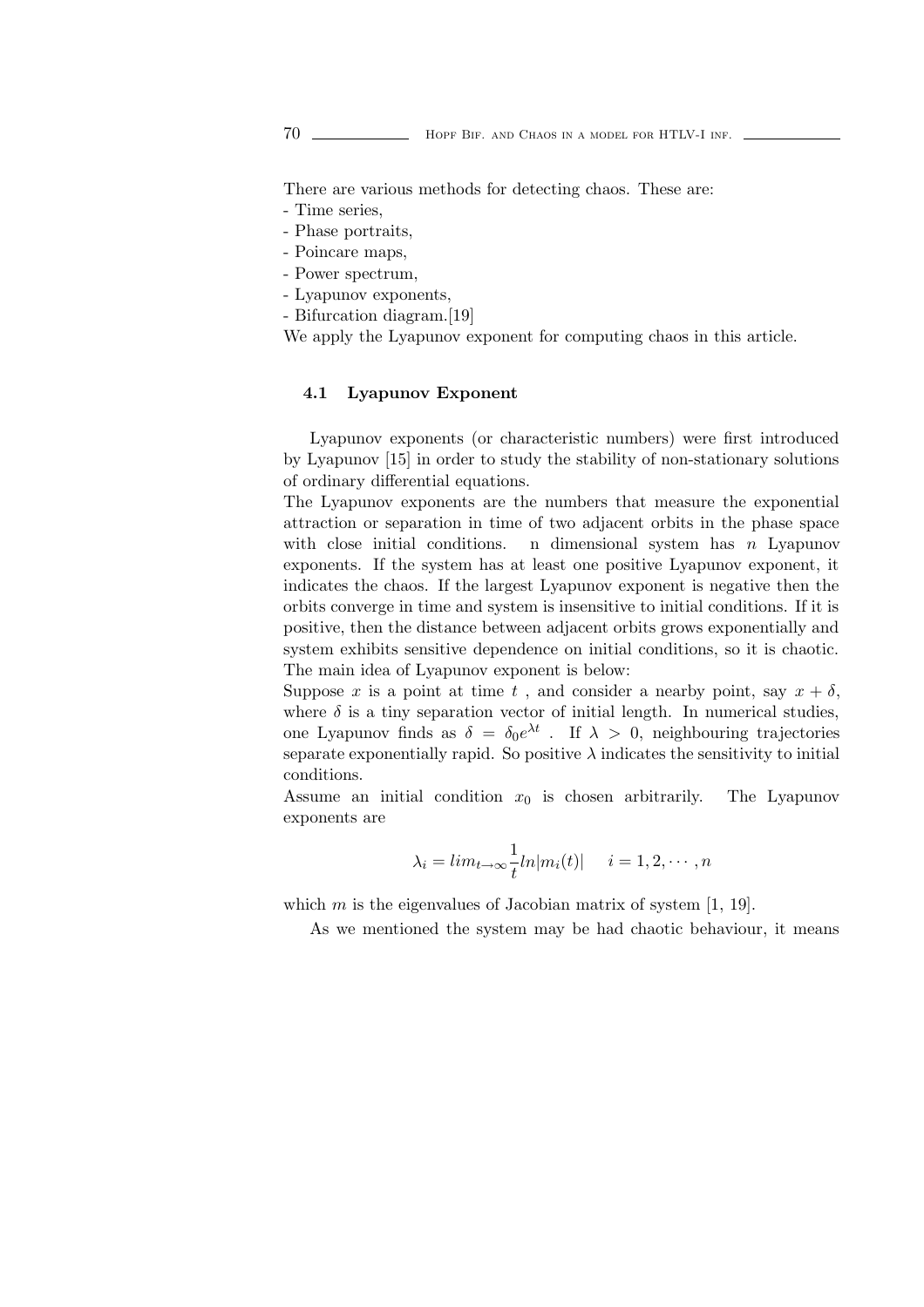There are various methods for detecting chaos. These are:
- Time series,
- Phase portraits,
- Poincare maps,
- Power spectrum,
- Lyapunov exponents,
- Bifurcation diagram.[19]

We apply the Lyapunov exponent for computing chaos in this article.

### 4.1 Lyapunov Exponent

Lyapunov exponents (or characteristic numbers) were first introduced by Lyapunov [15] in order to study the stability of non-stationary solutions of ordinary differential equations.

The Lyapunov exponents are the numbers that measure the exponential attraction or separation in time of two adjacent orbits in the phase space with close initial conditions. n dimensional system has $n$ Lyapunov exponents. If the system has at least one positive Lyapunov exponent, it indicates the chaos. If the largest Lyapunov exponent is negative then the orbits converge in time and system is insensitive to initial conditions. If it is positive, then the distance between adjacent orbits grows exponentially and system exhibits sensitive dependence on initial conditions, so it is chaotic. The main idea of Lyapunov exponent is below:

Suppose $x$ is a point at time $t$ , and consider a nearby point, say $x + \delta$, where $\delta$ is a tiny separation vector of initial length. In numerical studies, one Lyapunov finds as $\delta = \delta_0 e^{\lambda t}$ . If $\lambda > 0$, neighbouring trajectories separate exponentially rapid. So positive $\lambda$ indicates the sensitivity to initial conditions.

Assume an initial condition $x_0$ is chosen arbitrarily. The Lyapunov exponents are

$$\lambda_i = lim_{t \to \infty} \frac{1}{t} ln|m_i(t)| \quad i = 1, 2, \cdots, n$$

which $m$ is the eigenvalues of Jacobian matrix of system [1, 19].

As we mentioned the system may be had chaotic behaviour, it means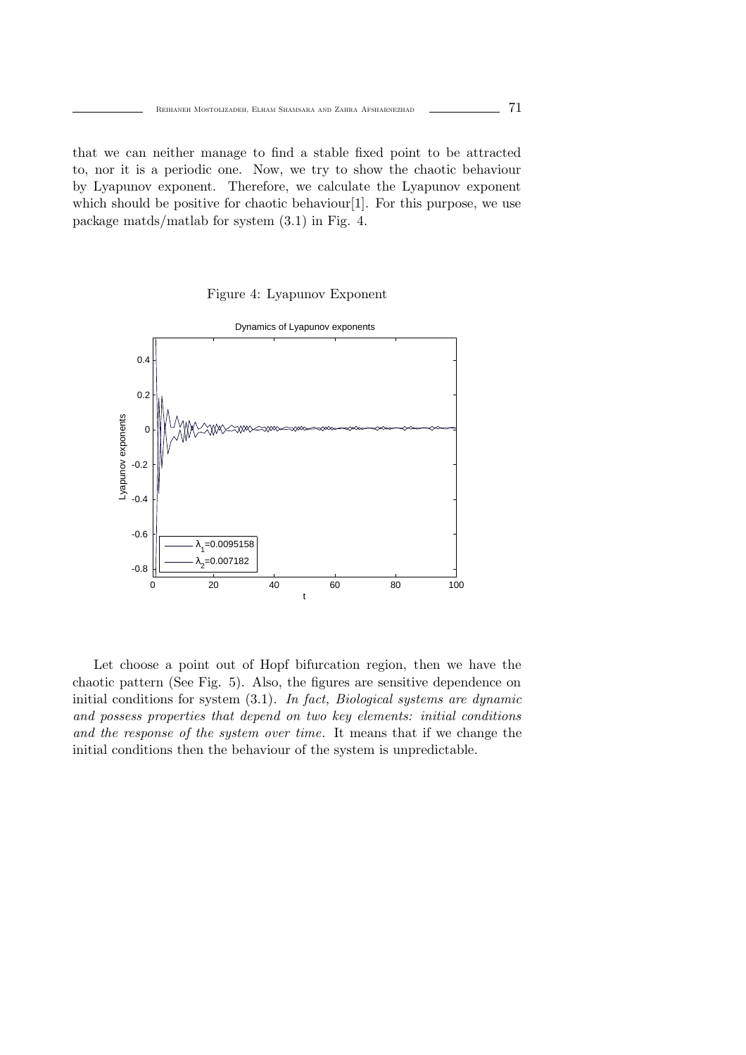that we can neither manage to find a stable fixed point to be attracted to, nor it is a periodic one. Now, we try to show the chaotic behaviour by Lyapunov exponent. Therefore, we calculate the Lyapunov exponent which should be positive for chaotic behaviour[1]. For this purpose, we use package matds/matlab for system (3.1) in Fig. 4.

Figure 4: Lyapunov Exponent

Let choose a point out of Hopf bifurcation region, then we have the chaotic pattern (See Fig. 5). Also, the figures are sensitive dependence on initial conditions for system (3.1). *In fact, Biological systems are dynamic and possess properties that depend on two key elements: initial conditions and the response of the system over time.* It means that if we change the initial conditions then the behaviour of the system is unpredictable.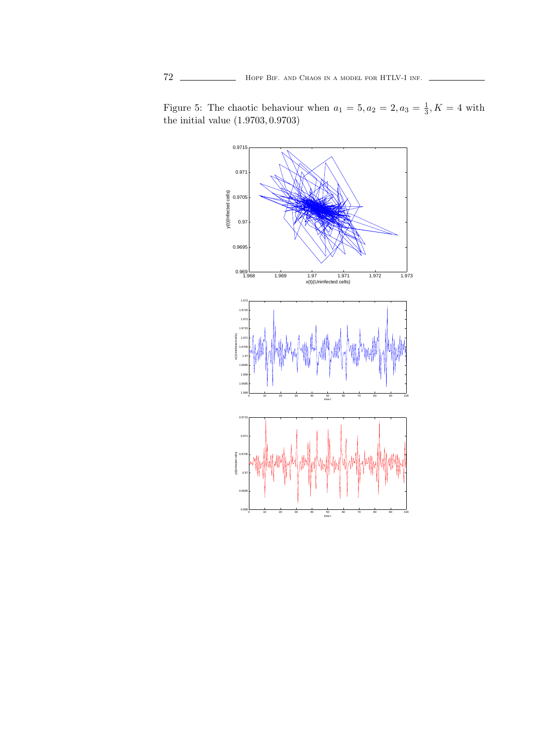Figure 5: The chaotic behaviour when $a_1 = 5, a_2 = 2, a_3 = \frac{1}{3}, K = 4$ with the initial value $(1.9703, 0.9703)$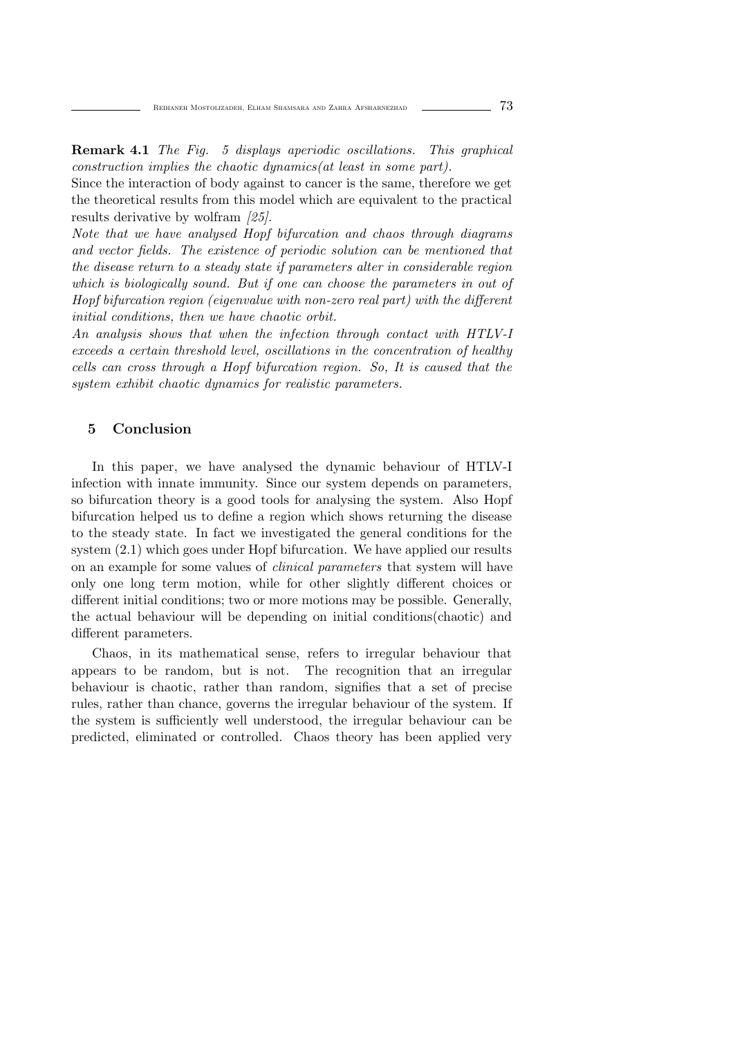**Remark 4.1** *The Fig. 5 displays aperiodic oscillations. This graphical construction implies the chaotic dynamics(at least in some part).*

Since the interaction of body against to cancer is the same, therefore we get the theoretical results from this model which are equivalent to the practical results derivative by wolfram *[25].*

*Note that we have analysed Hopf bifurcation and chaos through diagrams and vector fields. The existence of periodic solution can be mentioned that the disease return to a steady state if parameters alter in considerable region which is biologically sound. But if one can choose the parameters in out of Hopf bifurcation region (eigenvalue with non-zero real part) with the different initial conditions, then we have chaotic orbit.*

*An analysis shows that when the infection through contact with HTLV-I exceeds a certain threshold level, oscillations in the concentration of healthy cells can cross through a Hopf bifurcation region. So, It is caused that the system exhibit chaotic dynamics for realistic parameters.*

## 5 Conclusion

In this paper, we have analysed the dynamic behaviour of HTLV-I infection with innate immunity. Since our system depends on parameters, so bifurcation theory is a good tools for analysing the system. Also Hopf bifurcation helped us to define a region which shows returning the disease to the steady state. In fact we investigated the general conditions for the system (2.1) which goes under Hopf bifurcation. We have applied our results on an example for some values of *clinical parameters* that system will have only one long term motion, while for other slightly different choices or different initial conditions; two or more motions may be possible. Generally, the actual behaviour will be depending on initial conditions(chaotic) and different parameters.

Chaos, in its mathematical sense, refers to irregular behaviour that appears to be random, but is not. The recognition that an irregular behaviour is chaotic, rather than random, signifies that a set of precise rules, rather than chance, governs the irregular behaviour of the system. If the system is sufficiently well understood, the irregular behaviour can be predicted, eliminated or controlled. Chaos theory has been applied very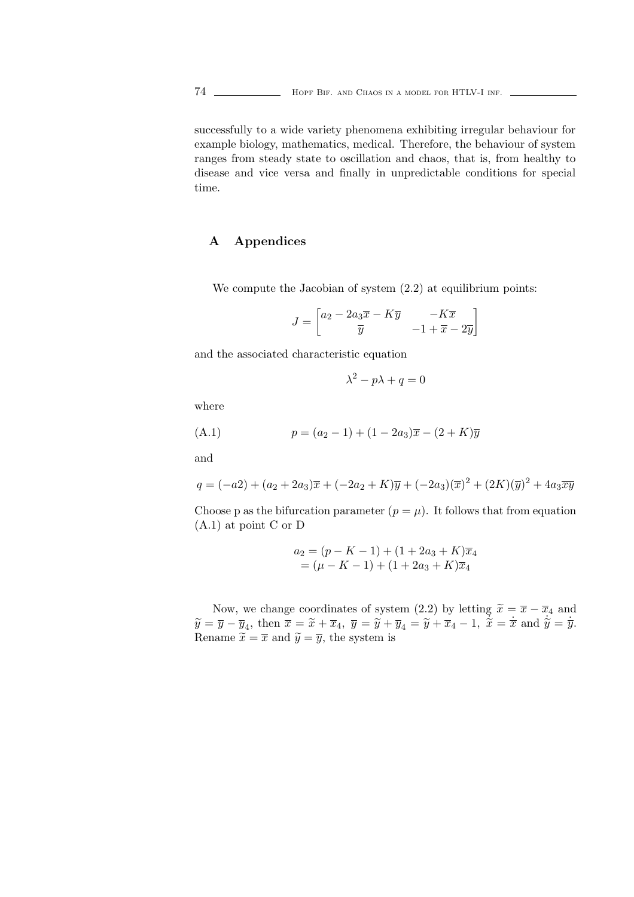successfully to a wide variety phenomena exhibiting irregular behaviour for example biology, mathematics, medical. Therefore, the behaviour of system ranges from steady state to oscillation and chaos, that is, from healthy to disease and vice versa and finally in unpredictable conditions for special time.

## A Appendices

We compute the Jacobian of system (2.2) at equilibrium points:

$$J = \begin{bmatrix} a_2 - 2a_3\overline{x} - K\overline{y} & -K\overline{x} \\ \overline{y} & -1 + \overline{x} - 2\overline{y} \end{bmatrix}$$

and the associated characteristic equation

$$\lambda^2 - p\lambda + q = 0$$

where

$$p = (a_2 - 1) + (1 - 2a_3)\overline{x} - (2 + K)\overline{y} \tag{A.1}$$

and

$$q = (-a2) + (a_2 + 2a_3)\overline{x} + (-2a_2 + K)\overline{y} + (-2a_3)(\overline{x})^2 + (2K)(\overline{y})^2 + 4a_3\overline{xy}$$

Choose p as the bifurcation parameter ($p = \mu$). It follows that from equation (A.1) at point C or D

$$\begin{aligned} a_2 &= (p - K - 1) + (1 + 2a_3 + K)\overline{x}_4 \\ &= (\mu - K - 1) + (1 + 2a_3 + K)\overline{x}_4 \end{aligned}$$

Now, we change coordinates of system (2.2) by letting $\widetilde{x} = \overline{x} - \overline{x}_4$ and $\widetilde{y} = \overline{y} - \overline{y}_4$, then $\overline{x} = \widetilde{x} + \overline{x}_4$, $\overline{y} = \widetilde{y} + \overline{y}_4 = \widetilde{y} + \overline{x}_4 - 1$, $\dot{\widetilde{x}} = \dot{\overline{x}}$ and $\dot{\widetilde{y}} = \dot{\overline{y}}$. Rename $\widetilde{x} = \overline{x}$ and $\widetilde{y} = \overline{y}$, the system is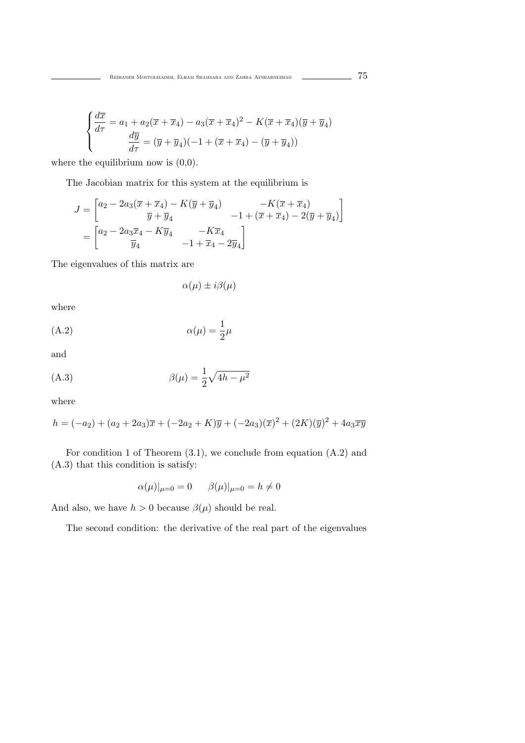$$
\begin{cases}
\dfrac{d\overline{x}}{d\tau} = a_1 + a_2(\overline{x} + \overline{x}_4) - a_3(\overline{x} + \overline{x}_4)^2 - K(\overline{x} + \overline{x}_4)(\overline{y} + \overline{y}_4) \\
\qquad \dfrac{d\overline{y}}{d\tau} = (\overline{y} + \overline{y}_4)(-1 + (\overline{x} + \overline{x}_4) - (\overline{y} + \overline{y}_4))
\end{cases}
$$

where the equilibrium now is (0,0).

The Jacobian matrix for this system at the equilibrium is

$$
\begin{aligned}
J &= \begin{bmatrix} a_2 - 2a_3(\overline{x} + \overline{x}_4) - K(\overline{y} + \overline{y}_4) & -K(\overline{x} + \overline{x}_4) \\ \overline{y} + \overline{y}_4 & -1 + (\overline{x} + \overline{x}_4) - 2(\overline{y} + \overline{y}_4) \end{bmatrix} \\
&= \begin{bmatrix} a_2 - 2a_3\overline{x}_4 - K\overline{y}_4 & -K\overline{x}_4 \\ \overline{y}_4 & -1 + \overline{x}_4 - 2\overline{y}_4 \end{bmatrix}
\end{aligned}
$$

The eigenvalues of this matrix are

$$\alpha(\mu) \pm i\beta(\mu)$$

where

$$\alpha(\mu) = \frac{1}{2}\mu \tag{A.2}$$

and

$$\beta(\mu) = \frac{1}{2}\sqrt{4h - \mu^2} \tag{A.3}$$

where

$$h = (-a_2) + (a_2 + 2a_3)\overline{x} + (-2a_2 + K)\overline{y} + (-2a_3)(\overline{x})^2 + (2K)(\overline{y})^2 + 4a_3\overline{xy}$$

For condition 1 of Theorem (3.1), we conclude from equation (A.2) and (A.3) that this condition is satisfy:

$$\alpha(\mu)|_{\mu=0} = 0 \qquad \beta(\mu)|_{\mu=0} = h \neq 0$$

And also, we have $h > 0$ because $\beta(\mu)$ should be real.

The second condition: the derivative of the real part of the eigenvalues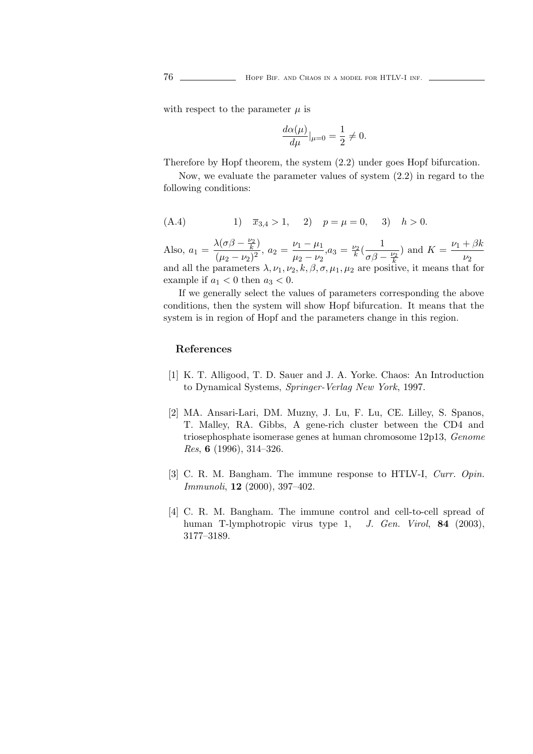with respect to the parameter $\mu$ is

$$\frac{d\alpha(\mu)}{d\mu}|_{\mu=0} = \frac{1}{2} \neq 0.$$

Therefore by Hopf theorem, the system (2.2) under goes Hopf bifurcation.

Now, we evaluate the parameter values of system (2.2) in regard to the following conditions:

$$\text{(A.4)} \qquad 1) \quad \overline{x}_{3,4} > 1, \quad 2) \quad p = \mu = 0, \quad 3) \quad h > 0.$$

Also, $a_1 = \dfrac{\lambda(\sigma\beta - \frac{\nu_2}{k})}{(\mu_2 - \nu_2)^2}$, $a_2 = \dfrac{\nu_1 - \mu_1}{\mu_2 - \nu_2}$,$a_3 = \frac{\nu_2}{k}(\dfrac{1}{\sigma\beta - \frac{\nu_2}{k}})$ and $K = \dfrac{\nu_1 + \beta k}{\nu_2}$ and all the parameters $\lambda, \nu_1, \nu_2, k, \beta, \sigma, \mu_1, \mu_2$ are positive, it means that for example if $a_1 < 0$ then $a_3 < 0$.

If we generally select the values of parameters corresponding the above conditions, then the system will show Hopf bifurcation. It means that the system is in region of Hopf and the parameters change in this region.

## References

[1] K. T. Alligood, T. D. Sauer and J. A. Yorke. Chaos: An Introduction to Dynamical Systems, *Springer-Verlag New York*, 1997.

[2] MA. Ansari-Lari, DM. Muzny, J. Lu, F. Lu, CE. Lilley, S. Spanos, T. Malley, RA. Gibbs, A gene-rich cluster between the CD4 and triosephosphate isomerase genes at human chromosome 12p13, *Genome Res*, **6** (1996), 314–326.

[3] C. R. M. Bangham. The immune response to HTLV-I, *Curr. Opin. Immunoli*, **12** (2000), 397–402.

[4] C. R. M. Bangham. The immune control and cell-to-cell spread of human T-lymphotropic virus type 1, *J. Gen. Virol*, **84** (2003), 3177–3189.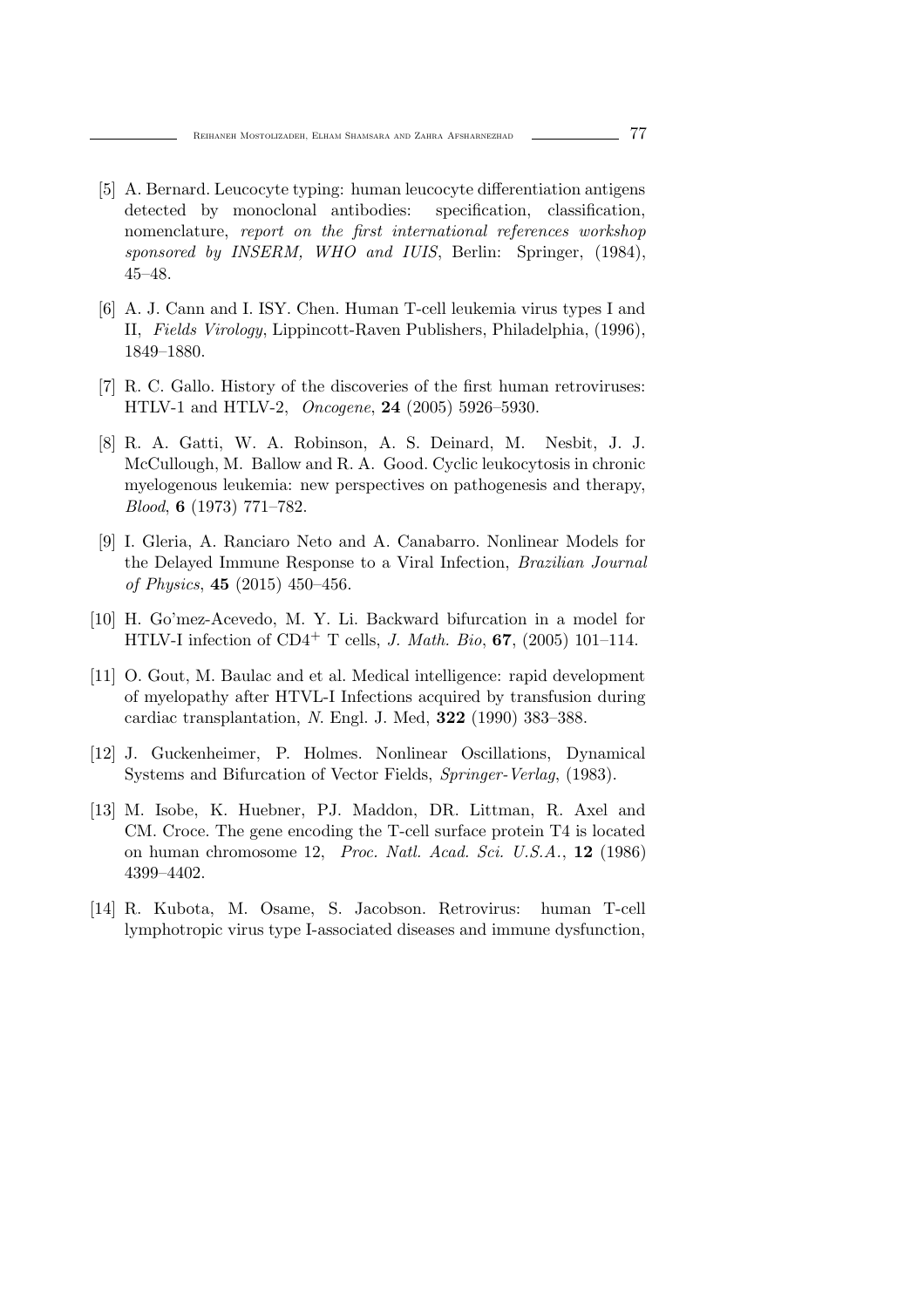[5] A. Bernard. Leucocyte typing: human leucocyte differentiation antigens detected by monoclonal antibodies: specification, classification, nomenclature, *report on the first international references workshop sponsored by INSERM, WHO and IUIS*, Berlin: Springer, (1984), 45–48.

[6] A. J. Cann and I. ISY. Chen. Human T-cell leukemia virus types I and II, *Fields Virology*, Lippincott-Raven Publishers, Philadelphia, (1996), 1849–1880.

[7] R. C. Gallo. History of the discoveries of the first human retroviruses: HTLV-1 and HTLV-2, *Oncogene*, **24** (2005) 5926–5930.

[8] R. A. Gatti, W. A. Robinson, A. S. Deinard, M. Nesbit, J. J. McCullough, M. Ballow and R. A. Good. Cyclic leukocytosis in chronic myelogenous leukemia: new perspectives on pathogenesis and therapy, *Blood*, **6** (1973) 771–782.

[9] I. Gleria, A. Ranciaro Neto and A. Canabarro. Nonlinear Models for the Delayed Immune Response to a Viral Infection, *Brazilian Journal of Physics*, **45** (2015) 450–456.

[10] H. Go'mez-Acevedo, M. Y. Li. Backward bifurcation in a model for HTLV-I infection of $CD4^{+}$ T cells, *J. Math. Bio*, **67**, (2005) 101–114.

[11] O. Gout, M. Baulac and et al. Medical intelligence: rapid development of myelopathy after HTVL-I Infections acquired by transfusion during cardiac transplantation, *N*. Engl. J. Med, **322** (1990) 383–388.

[12] J. Guckenheimer, P. Holmes. Nonlinear Oscillations, Dynamical Systems and Bifurcation of Vector Fields, *Springer-Verlag*, (1983).

[13] M. Isobe, K. Huebner, PJ. Maddon, DR. Littman, R. Axel and CM. Croce. The gene encoding the T-cell surface protein T4 is located on human chromosome 12, *Proc. Natl. Acad. Sci. U.S.A.*, **12** (1986) 4399–4402.

[14] R. Kubota, M. Osame, S. Jacobson. Retrovirus: human T-cell lymphotropic virus type I-associated diseases and immune dysfunction,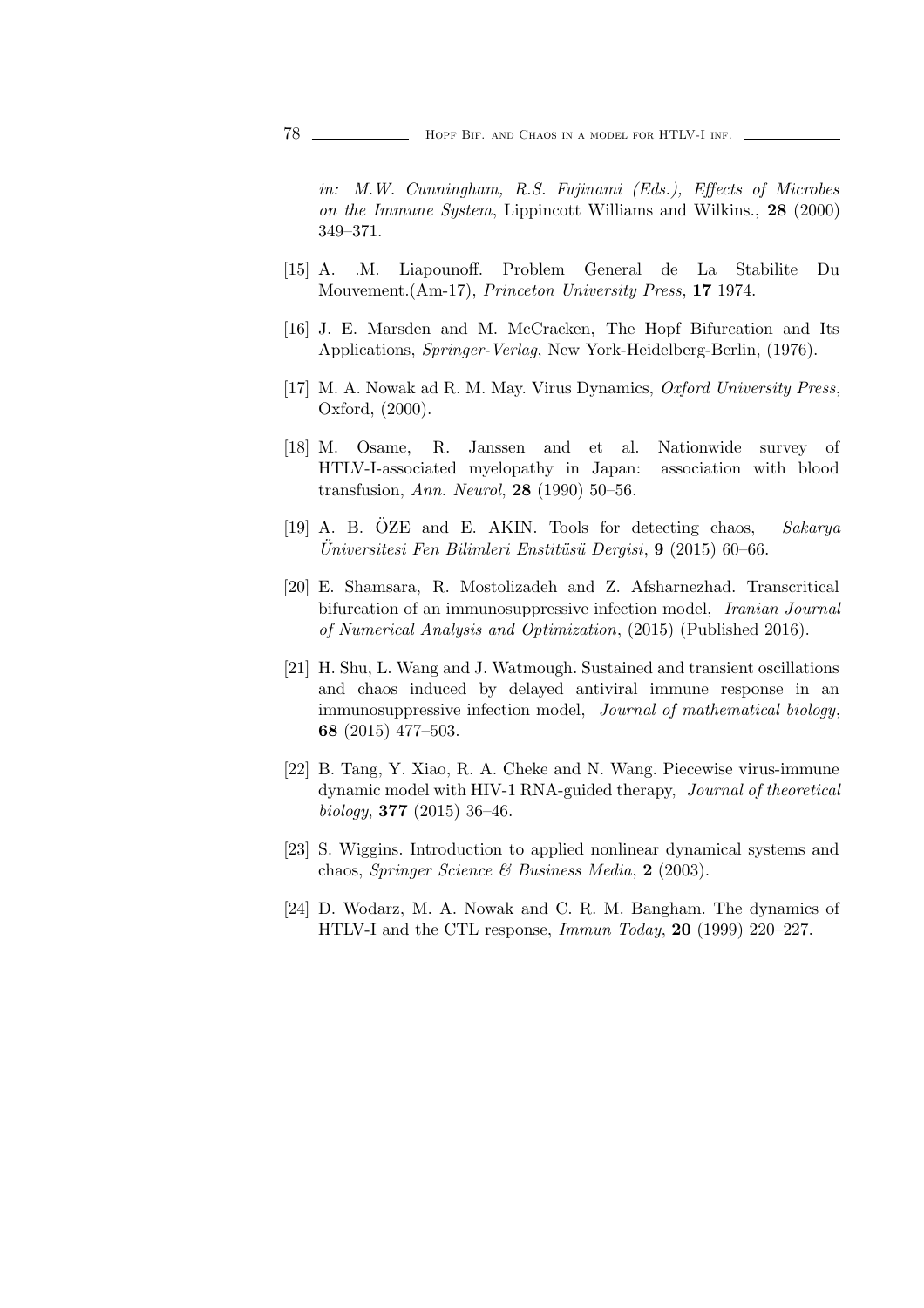*in: M.W. Cunningham, R.S. Fujinami (Eds.), Effects of Microbes on the Immune System*, Lippincott Williams and Wilkins., **28** (2000) 349–371.

[15] A. .M. Liapounoff. Problem General de La Stabilite Du Mouvement.(Am-17), *Princeton University Press*, **17** 1974.

[16] J. E. Marsden and M. McCracken, The Hopf Bifurcation and Its Applications, *Springer-Verlag*, New York-Heidelberg-Berlin, (1976).

[17] M. A. Nowak ad R. M. May. Virus Dynamics, *Oxford University Press*, Oxford, (2000).

[18] M. Osame, R. Janssen and et al. Nationwide survey of HTLV-I-associated myelopathy in Japan: association with blood transfusion, *Ann. Neurol*, **28** (1990) 50–56.

[19] A. B. ÖZE and E. AKIN. Tools for detecting chaos, *Sakarya Üniversitesi Fen Bilimleri Enstitüsü Dergisi*, **9** (2015) 60–66.

[20] E. Shamsara, R. Mostolizadeh and Z. Afsharnezhad. Transcritical bifurcation of an immunosuppressive infection model, *Iranian Journal of Numerical Analysis and Optimization*, (2015) (Published 2016).

[21] H. Shu, L. Wang and J. Watmough. Sustained and transient oscillations and chaos induced by delayed antiviral immune response in an immunosuppressive infection model, *Journal of mathematical biology*, **68** (2015) 477–503.

[22] B. Tang, Y. Xiao, R. A. Cheke and N. Wang. Piecewise virus-immune dynamic model with HIV-1 RNA-guided therapy, *Journal of theoretical biology*, **377** (2015) 36–46.

[23] S. Wiggins. Introduction to applied nonlinear dynamical systems and chaos, *Springer Science & Business Media*, **2** (2003).

[24] D. Wodarz, M. A. Nowak and C. R. M. Bangham. The dynamics of HTLV-I and the CTL response, *Immun Today*, **20** (1999) 220–227.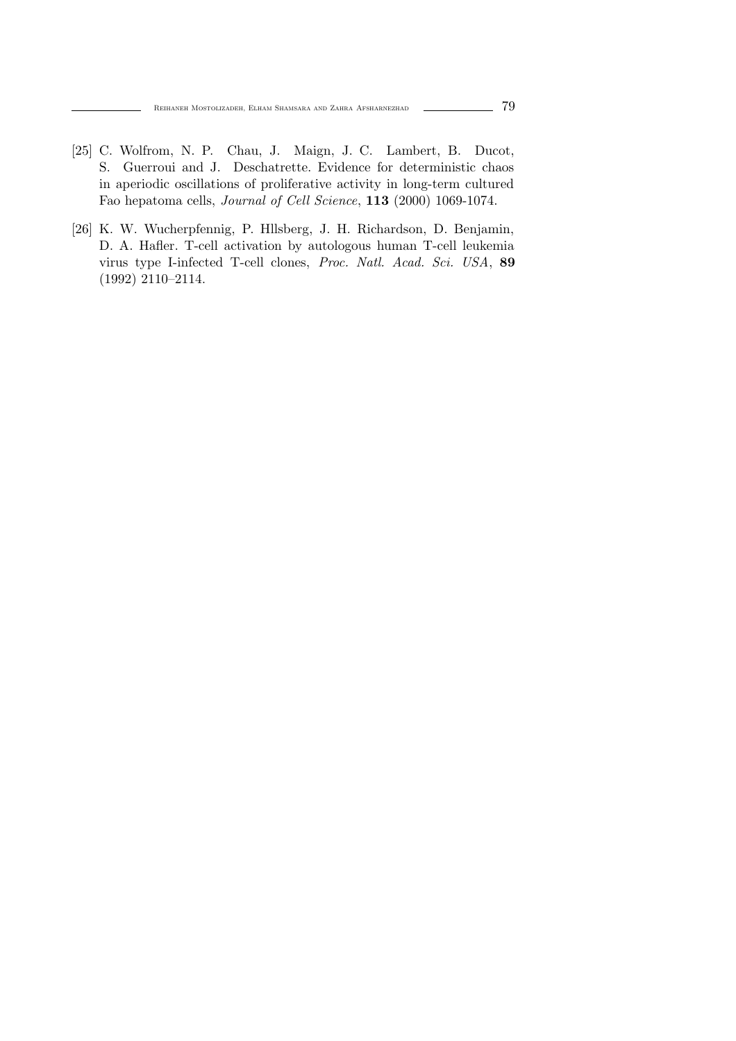[25] C. Wolfrom, N. P. Chau, J. Maign, J. C. Lambert, B. Ducot, S. Guerroui and J. Deschatrette. Evidence for deterministic chaos in aperiodic oscillations of proliferative activity in long-term cultured Fao hepatoma cells, *Journal of Cell Science*, **113** (2000) 1069-1074.

[26] K. W. Wucherpfennig, P. Hllsberg, J. H. Richardson, D. Benjamin, D. A. Hafler. T-cell activation by autologous human T-cell leukemia virus type I-infected T-cell clones, *Proc. Natl. Acad. Sci. USA*, **89** (1992) 2110–2114.